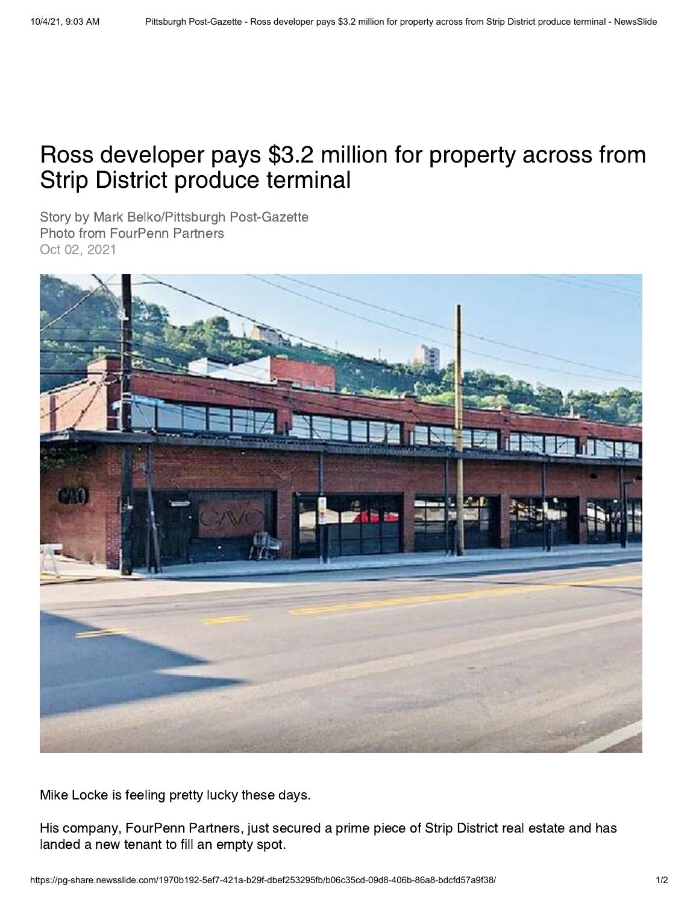# Ross developer pays $3.2 million for property across from Strip District produce terminal

Story by Mark Belko/Pittsburgh Post-Gazette
Photo from FourPenn Partners
Oct 02, 2021

Mike Locke is feeling pretty lucky these days.

His company, FourPenn Partners, just secured a prime piece of Strip District real estate and has landed a new tenant to fill an empty spot.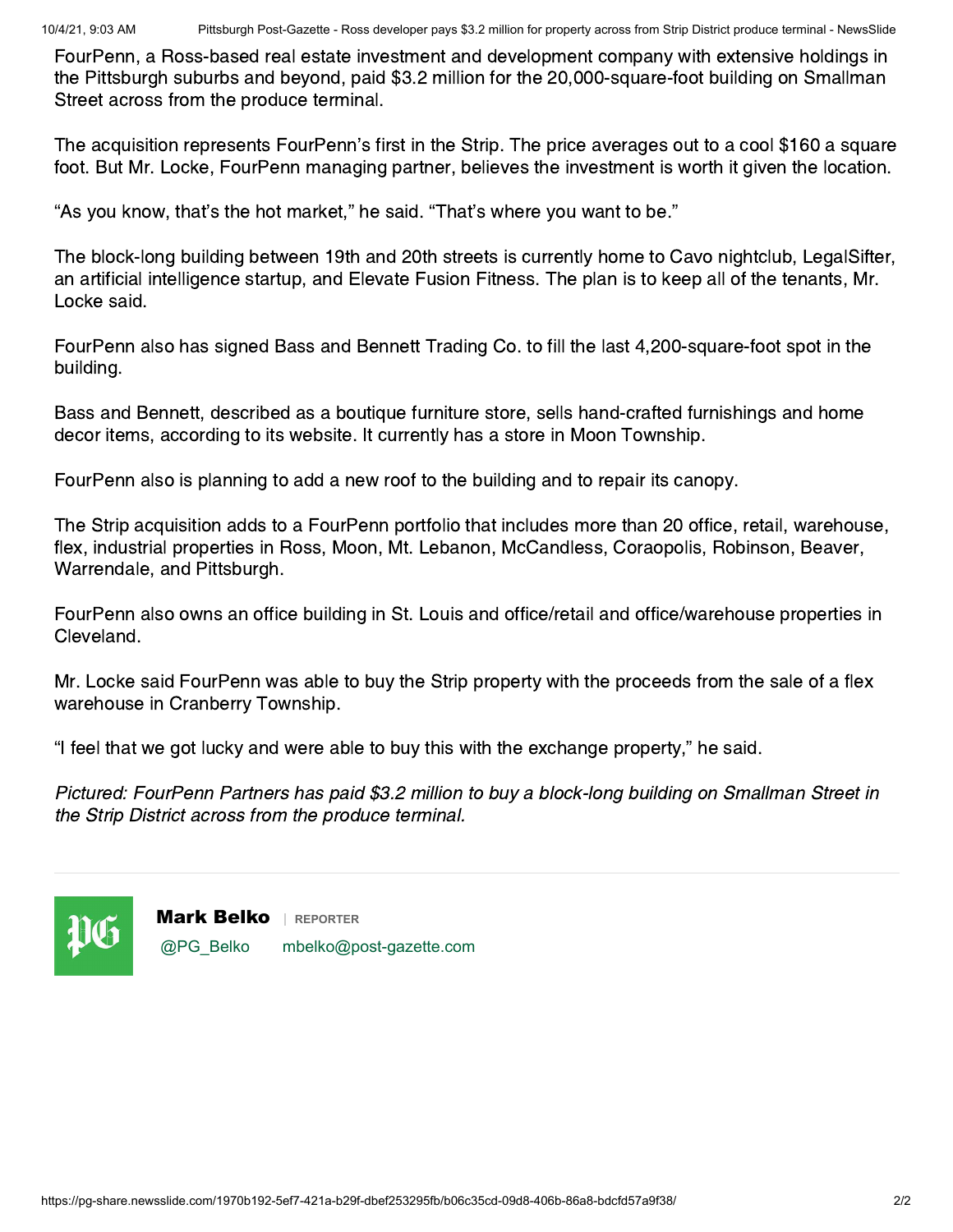FourPenn, a Ross-based real estate investment and development company with extensive holdings in the Pittsburgh suburbs and beyond, paid $3.2 million for the 20,000-square-foot building on Smallman Street across from the produce terminal.

The acquisition represents FourPenn's first in the Strip. The price averages out to a cool $160 a square foot. But Mr. Locke, FourPenn managing partner, believes the investment is worth it given the location.

"As you know, that's the hot market," he said. "That's where you want to be."

The block-long building between 19th and 20th streets is currently home to Cavo nightclub, LegalSifter, an artificial intelligence startup, and Elevate Fusion Fitness. The plan is to keep all of the tenants, Mr. Locke said.

FourPenn also has signed Bass and Bennett Trading Co. to fill the last 4,200-square-foot spot in the building.

Bass and Bennett, described as a boutique furniture store, sells hand-crafted furnishings and home decor items, according to its website. It currently has a store in Moon Township.

FourPenn also is planning to add a new roof to the building and to repair its canopy.

The Strip acquisition adds to a FourPenn portfolio that includes more than 20 office, retail, warehouse, flex, industrial properties in Ross, Moon, Mt. Lebanon, McCandless, Coraopolis, Robinson, Beaver, Warrendale, and Pittsburgh.

FourPenn also owns an office building in St. Louis and office/retail and office/warehouse properties in Cleveland.

Mr. Locke said FourPenn was able to buy the Strip property with the proceeds from the sale of a flex warehouse in Cranberry Township.

"I feel that we got lucky and were able to buy this with the exchange property," he said.

*Pictured: FourPenn Partners has paid $3.2 million to buy a block-long building on Smallman Street in the Strip District across from the produce terminal.*

---

**Mark Belko** | REPORTER

@PG_Belko mbelko@post-gazette.com